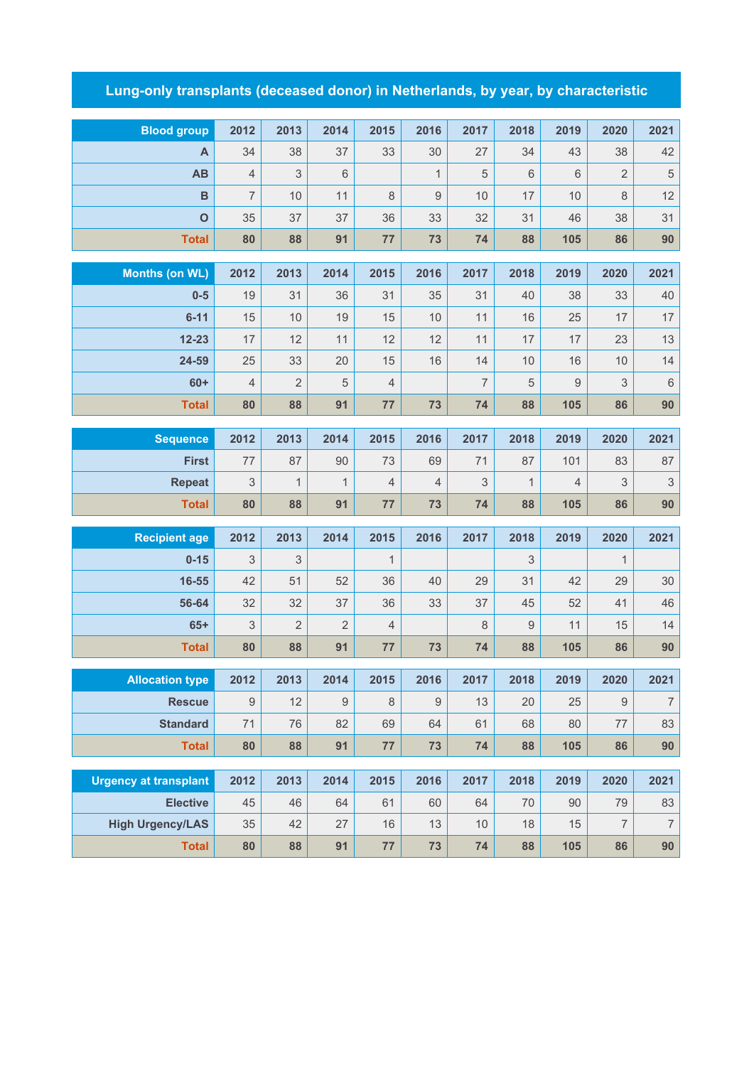# Lung-only transplants (deceased donor) in Netherlands, by year, by characteristic

| Blood group | 2012 | 2013 | 2014 | 2015 | 2016 | 2017 | 2018 | 2019 | 2020 | 2021 |
|---|---|---|---|---|---|---|---|---|---|---|
| A | 34 | 38 | 37 | 33 | 30 | 27 | 34 | 43 | 38 | 42 |
| AB | 4 | 3 | 6 | | 1 | 5 | 6 | 6 | 2 | 5 |
| B | 7 | 10 | 11 | 8 | 9 | 10 | 17 | 10 | 8 | 12 |
| O | 35 | 37 | 37 | 36 | 33 | 32 | 31 | 46 | 38 | 31 |
| **Total** | **80** | **88** | **91** | **77** | **73** | **74** | **88** | **105** | **86** | **90** |

| Months (on WL) | 2012 | 2013 | 2014 | 2015 | 2016 | 2017 | 2018 | 2019 | 2020 | 2021 |
|---|---|---|---|---|---|---|---|---|---|---|
| 0-5 | 19 | 31 | 36 | 31 | 35 | 31 | 40 | 38 | 33 | 40 |
| 6-11 | 15 | 10 | 19 | 15 | 10 | 11 | 16 | 25 | 17 | 17 |
| 12-23 | 17 | 12 | 11 | 12 | 12 | 11 | 17 | 17 | 23 | 13 |
| 24-59 | 25 | 33 | 20 | 15 | 16 | 14 | 10 | 16 | 10 | 14 |
| 60+ | 4 | 2 | 5 | 4 | | 7 | 5 | 9 | 3 | 6 |
| **Total** | **80** | **88** | **91** | **77** | **73** | **74** | **88** | **105** | **86** | **90** |

| Sequence | 2012 | 2013 | 2014 | 2015 | 2016 | 2017 | 2018 | 2019 | 2020 | 2021 |
|---|---|---|---|---|---|---|---|---|---|---|
| First | 77 | 87 | 90 | 73 | 69 | 71 | 87 | 101 | 83 | 87 |
| Repeat | 3 | 1 | 1 | 4 | 4 | 3 | 1 | 4 | 3 | 3 |
| **Total** | **80** | **88** | **91** | **77** | **73** | **74** | **88** | **105** | **86** | **90** |

| Recipient age | 2012 | 2013 | 2014 | 2015 | 2016 | 2017 | 2018 | 2019 | 2020 | 2021 |
|---|---|---|---|---|---|---|---|---|---|---|
| 0-15 | 3 | 3 | | 1 | | | 3 | | 1 | |
| 16-55 | 42 | 51 | 52 | 36 | 40 | 29 | 31 | 42 | 29 | 30 |
| 56-64 | 32 | 32 | 37 | 36 | 33 | 37 | 45 | 52 | 41 | 46 |
| 65+ | 3 | 2 | 2 | 4 | | 8 | 9 | 11 | 15 | 14 |
| **Total** | **80** | **88** | **91** | **77** | **73** | **74** | **88** | **105** | **86** | **90** |

| Allocation type | 2012 | 2013 | 2014 | 2015 | 2016 | 2017 | 2018 | 2019 | 2020 | 2021 |
|---|---|---|---|---|---|---|---|---|---|---|
| Rescue | 9 | 12 | 9 | 8 | 9 | 13 | 20 | 25 | 9 | 7 |
| Standard | 71 | 76 | 82 | 69 | 64 | 61 | 68 | 80 | 77 | 83 |
| **Total** | **80** | **88** | **91** | **77** | **73** | **74** | **88** | **105** | **86** | **90** |

| Urgency at transplant | 2012 | 2013 | 2014 | 2015 | 2016 | 2017 | 2018 | 2019 | 2020 | 2021 |
|---|---|---|---|---|---|---|---|---|---|---|
| Elective | 45 | 46 | 64 | 61 | 60 | 64 | 70 | 90 | 79 | 83 |
| High Urgency/LAS | 35 | 42 | 27 | 16 | 13 | 10 | 18 | 15 | 7 | 7 |
| **Total** | **80** | **88** | **91** | **77** | **73** | **74** | **88** | **105** | **86** | **90** |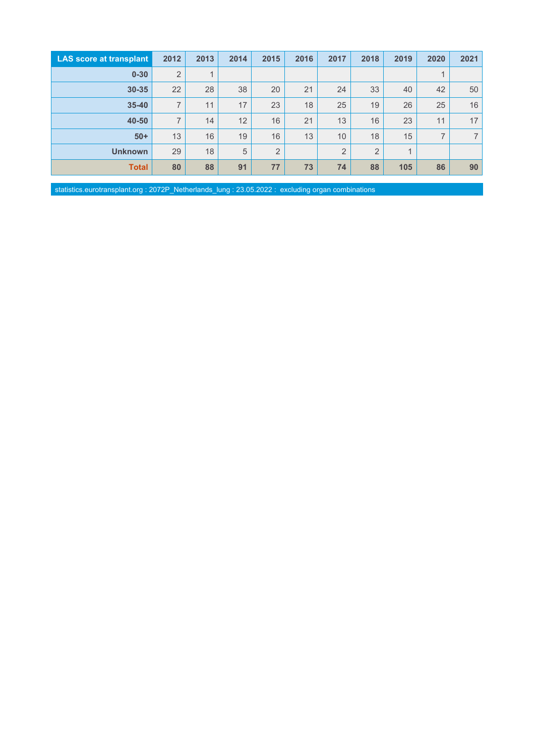| LAS score at transplant | 2012 | 2013 | 2014 | 2015 | 2016 | 2017 | 2018 | 2019 | 2020 | 2021 |
|---|---|---|---|---|---|---|---|---|---|---|
| 0-30 | 2 | 1 | | | | | | | 1 | |
| 30-35 | 22 | 28 | 38 | 20 | 21 | 24 | 33 | 40 | 42 | 50 |
| 35-40 | 7 | 11 | 17 | 23 | 18 | 25 | 19 | 26 | 25 | 16 |
| 40-50 | 7 | 14 | 12 | 16 | 21 | 13 | 16 | 23 | 11 | 17 |
| 50+ | 13 | 16 | 19 | 16 | 13 | 10 | 18 | 15 | 7 | 7 |
| Unknown | 29 | 18 | 5 | 2 | | 2 | 2 | 1 | | |
| **Total** | **80** | **88** | **91** | **77** | **73** | **74** | **88** | **105** | **86** | **90** |

statistics.eurotransplant.org : 2072P_Netherlands_lung : 23.05.2022 : excluding organ combinations